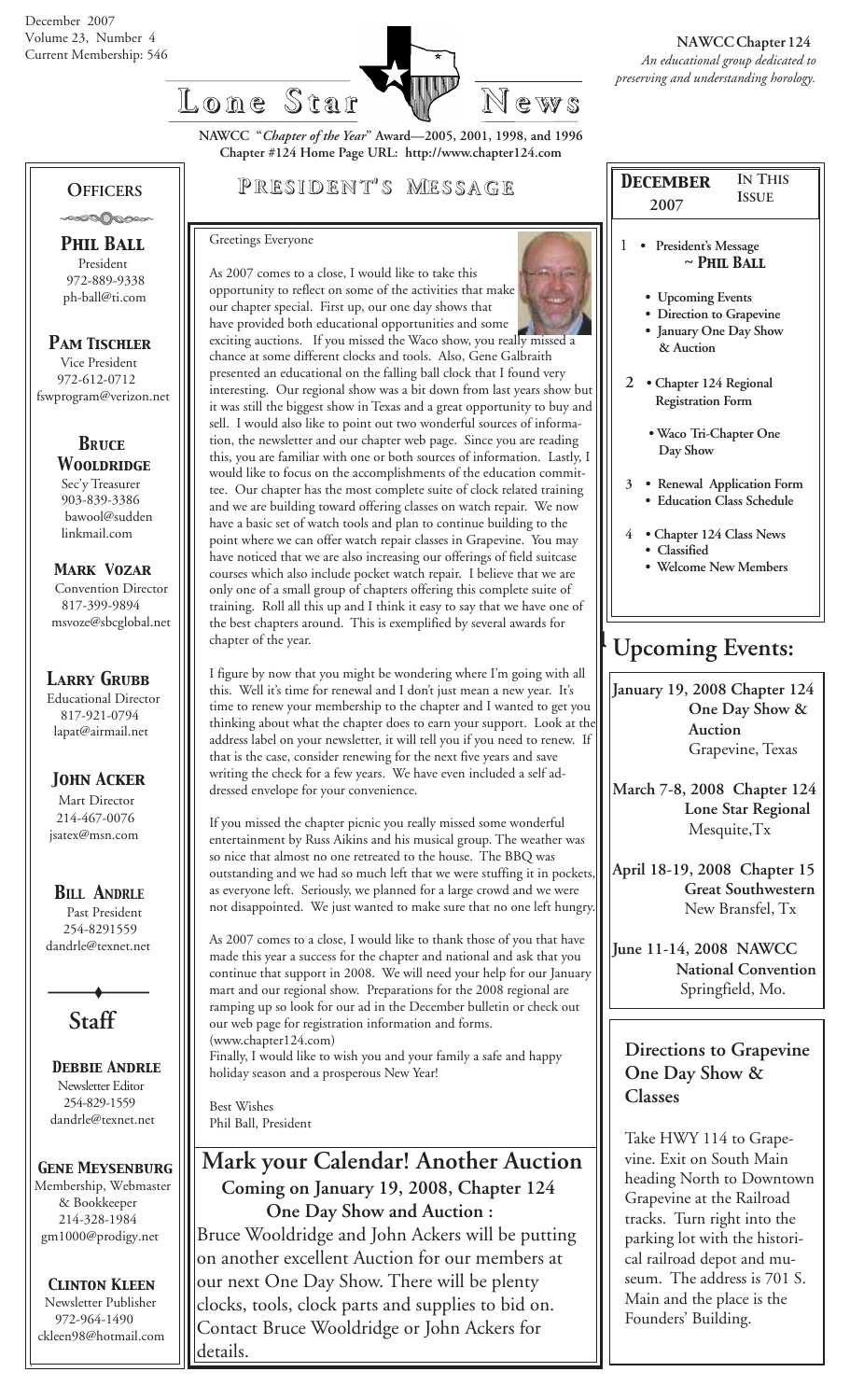December 2007
Volume 23, Number 4
Current Membership: 546

**NAWCC Chapter 124**
*An educational group dedicated to preserving and understanding horology.*

# Lone Star News

**NAWCC "*Chapter of the Year*" Award—2005, 2001, 1998, and 1996**
**Chapter #124 Home Page URL: http://www.chapter124.com**

## President's Message

Greetings Everyone

As 2007 comes to a close, I would like to take this opportunity to reflect on some of the activities that make our chapter special. First up, our one day shows that have provided both educational opportunities and some exciting auctions. If you missed the Waco show, you really missed a chance at some different clocks and tools. Also, Gene Galbraith presented an educational on the falling ball clock that I found very interesting. Our regional show was a bit down from last years show but it was still the biggest show in Texas and a great opportunity to buy and sell. I would also like to point out two wonderful sources of information, the newsletter and our chapter web page. Since you are reading this, you are familiar with one or both sources of information. Lastly, I would like to focus on the accomplishments of the education committee. Our chapter has the most complete suite of clock related training and we are building toward offering classes on watch repair. We now have a basic set of watch tools and plan to continue building to the point where we can offer watch repair classes in Grapevine. You may have noticed that we are also increasing our offerings of field suitcase courses which also include pocket watch repair. I believe that we are only one of a small group of chapters offering this complete suite of training. Roll all this up and I think it easy to say that we have one of the best chapters around. This is exemplified by several awards for chapter of the year.

I figure by now that you might be wondering where I'm going with all this. Well it's time for renewal and I don't just mean a new year. It's time to renew your membership to the chapter and I wanted to get you thinking about what the chapter does to earn your support. Look at the address label on your newsletter, it will tell you if you need to renew. If that is the case, consider renewing for the next five years and save writing the check for a few years. We have even included a self addressed envelope for your convenience.

If you missed the chapter picnic you really missed some wonderful entertainment by Russ Aikins and his musical group. The weather was so nice that almost no one retreated to the house. The BBQ was outstanding and we had so much left that we were stuffing it in pockets, as everyone left. Seriously, we planned for a large crowd and we were not disappointed. We just wanted to make sure that no one left hungry.

As 2007 comes to a close, I would like to thank those of you that have made this year a success for the chapter and national and ask that you continue that support in 2008. We will need your help for our January mart and our regional show. Preparations for the 2008 regional are ramping up so look for our ad in the December bulletin or check out our web page for registration information and forms. (www.chapter124.com)

Finally, I would like to wish you and your family a safe and happy holiday season and a prosperous New Year!

Best Wishes
Phil Ball, President

## Mark your Calendar! Another Auction

**Coming on January 19, 2008, Chapter 124 One Day Show and Auction :**

Bruce Wooldridge and John Ackers will be putting on another excellent Auction for our members at our next One Day Show. There will be plenty clocks, tools, clock parts and supplies to bid on. Contact Bruce Wooldridge or John Ackers for details.

## Officers

**Phil Ball**
President
972-889-9338
ph-ball@ti.com

**Pam Tischler**
Vice President
972-612-0712
fswprogram@verizon.net

**Bruce Wooldridge**
Sec'y Treasurer
903-839-3386
bawool@suddenlinkmail.com

**Mark Vozar**
Convention Director
817-399-9894
msvoze@sbcglobal.net

**Larry Grubb**
Educational Director
817-921-0794
lapat@airmail.net

**John Acker**
Mart Director
214-467-0076
jsatex@msn.com

**Bill Andrle**
Past President
254-8291559
dandrle@texnet.net

## Staff

**Debbie Andrle**
Newsletter Editor
254-829-1559
dandrle@texnet.net

**Gene Meysenburg**
Membership, Webmaster & Bookkeeper
214-328-1984
gm1000@prodigy.net

**Clinton Kleen**
Newsletter Publisher
972-964-1490
ckleen98@hotmail.com

## December 2007 — In This Issue

1. • **President's Message ~ Phil Ball**
   - **Upcoming Events**
   - **Direction to Grapevine**
   - **January One Day Show & Auction**
2. • **Chapter 124 Regional Registration Form**
   - **Waco Tri-Chapter One Day Show**
3. • **Renewal Application Form**
   - **Education Class Schedule**
4. • **Chapter 124 Class News**
   - **Classified**
   - **Welcome New Members**

## Upcoming Events:

**January 19, 2008 Chapter 124 One Day Show & Auction**
Grapevine, Texas

**March 7-8, 2008 Chapter 124 Lone Star Regional**
Mesquite,Tx

**April 18-19, 2008 Chapter 15 Great Southwestern**
New Bransfel, Tx

**June 11-14, 2008 NAWCC National Convention**
Springfield, Mo.

## Directions to Grapevine One Day Show & Classes

Take HWY 114 to Grapevine. Exit on South Main heading North to Downtown Grapevine at the Railroad tracks. Turn right into the parking lot with the historical railroad depot and museum. The address is 701 S. Main and the place is the Founders' Building.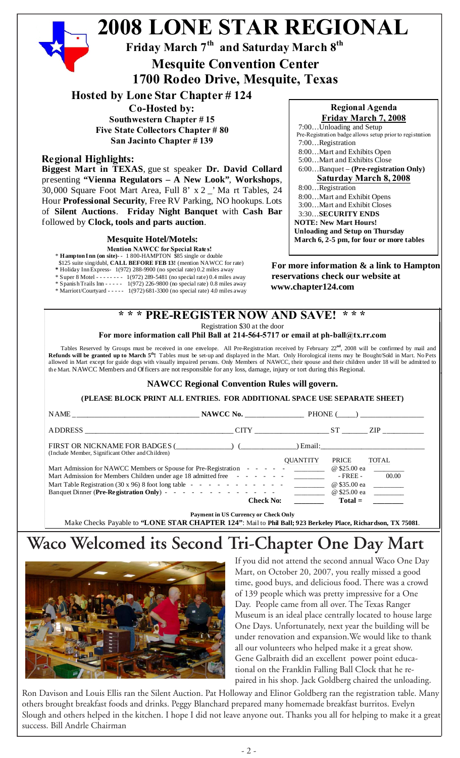# 2008 LONE STAR REGIONAL

**Friday March 7th and Saturday March 8th**

**Mesquite Convention Center**
**1700 Rodeo Drive, Mesquite, Texas**

**Hosted by Lone Star Chapter # 124**

**Co-Hosted by:**
**Southwestern Chapter # 15**
**Five State Collectors Chapter # 80**
**San Jacinto Chapter # 139**

### Regional Highlights:

**Biggest Mart in TEXAS**, guest speaker **Dr. David Collard** presenting **"Vienna Regulators – A New Look"**, **Workshops**, 30,000 Square Foot Mart Area, Full 8' x 2_' Mart Tables, 24 Hour **Professional Security**, Free RV Parking, NO hookups. Lots of **Silent Auctions**. **Friday Night Banquet** with **Cash Bar** followed by **Clock, tools and parts auction**.

### Mesquite Hotel/Motels:

**Mention NAWCC for Special Rates!**

- * **Hampton Inn (on site)**- - 1 800-HAMPTON $85 single or double $125 suite sing/dubl, **CALL BEFORE FEB 13!** (mention NAWCC for rate)
- * Holiday Inn Express- 1(972) 288-9900 (no special rate) 0.2 miles away
- * Super 8 Motel - - - - - - - - 1(972) 289-5481 (no special rate) 0.4 miles away
- * Spanish Trails Inn - - - - - 1(972) 226-9800 (no special rate) 0.8 miles away
- * Marriott/Courtyard - - - - - 1(972) 681-3300 (no special rate) 4.0 miles away

### Regional Agenda

**Friday March 7, 2008**

7:00…Unloading and Setup
Pre-Registration badge allows setup prior to registration
7:00…Registration
8:00…Mart and Exhibits Open
5:00…Mart and Exhibits Close
6:00…Banquet – **(Pre-registration Only)**

**Saturday March 8, 2008**

8:00…Registration
8:00…Mart and Exhibit Opens
3:00…Mart and Exhibit Closes
3:30…**SECURITY ENDS**

**NOTE: New Mart Hours!**
**Unloading and Setup on Thursday March 6, 2-5 pm, for four or more tables**

**For more information & a link to Hampton reservations check our website at www.chapter124.com**

## * * * PRE-REGISTER NOW AND SAVE! * * *

Registration $30 at the door

**For more information call Phil Ball at 214-564-5717 or email at ph-ball@tx.rr.com**

Tables Reserved by Groups must be received in one envelope. All Pre-Registration received by February 22nd, 2008 will be confirmed by mail and **Refunds will be granted up to March 5th!** Tables must be set-up and displayed in the Mart. Only Horological items may be Bought/Sold in Mart. No Pets allowed in Mart except for guide dogs with visually impaired persons. Only Members of NAWCC, their spouse and their children under 18 will be admitted to the Mart. NAWCC Members and Officers are not responsible for any loss, damage, injury or tort during this Regional.

**NAWCC Regional Convention Rules will govern.**

**(PLEASE BLOCK PRINT ALL ENTRIES. FOR ADDITIONAL SPACE USE SEPARATE SHEET)**

NAME _______________ **NAWCC No.** _______________ PHONE (____) _______________

ADDRESS _______________ CITY _______________ ST _______ ZIP _______________

FIRST OR NICKNAME FOR BADGES (______________) (______________) Email: _______________
(Include Member, Significant Other and Children)

| | QUANTITY | PRICE | TOTAL |
|---|---|---|---|
| Mart Admission for NAWCC Members or Spouse for Pre-Registration | ________ | @ $25.00 ea | ________ |
| Mart Admission for Members Children under age 18 admitted free | ________ | - FREE - | 00.00 |
| Mart Table Registration (30 x 96) 8 foot long table | ________ | @ $35.00 ea | ________ |
| Banquet Dinner (**Pre-Registration Only**) | ________ | @ $25.00 ea | ________ |
| **Check No:** | ________ | **Total =** | ________ |

**Payment in US Currency or Check Only**

Make Checks Payable to **"LONE STAR CHAPTER 124"**: Mail to **Phil Ball; 923 Berkeley Place, Richardson, TX 75081**.

# Waco Welcomed its Second Tri-Chapter One Day Mart

If you did not attend the second annual Waco One Day Mart, on October 20, 2007, you really missed a good time, good buys, and delicious food. There was a crowd of 139 people which was pretty impressive for a One Day. People came from all over. The Texas Ranger Museum is an ideal place centrally located to house large One Days. Unfortunately, next year the building will be under renovation and expansion. We would like to thank all our volunteers who helped make it a great show. Gene Galbraith did an excellent power point educational on the Franklin Falling Ball Clock that he repaired in his shop. Jack Goldberg chaired the unloading. Ron Davison and Louis Ellis ran the Silent Auction. Pat Holloway and Elinor Goldberg ran the registration table. Many others brought breakfast foods and drinks. Peggy Blanchard prepared many homemade breakfast burritos. Evelyn Slough and others helped in the kitchen. I hope I did not leave anyone out. Thanks you all for helping to make it a great success. Bill Andrle Chairman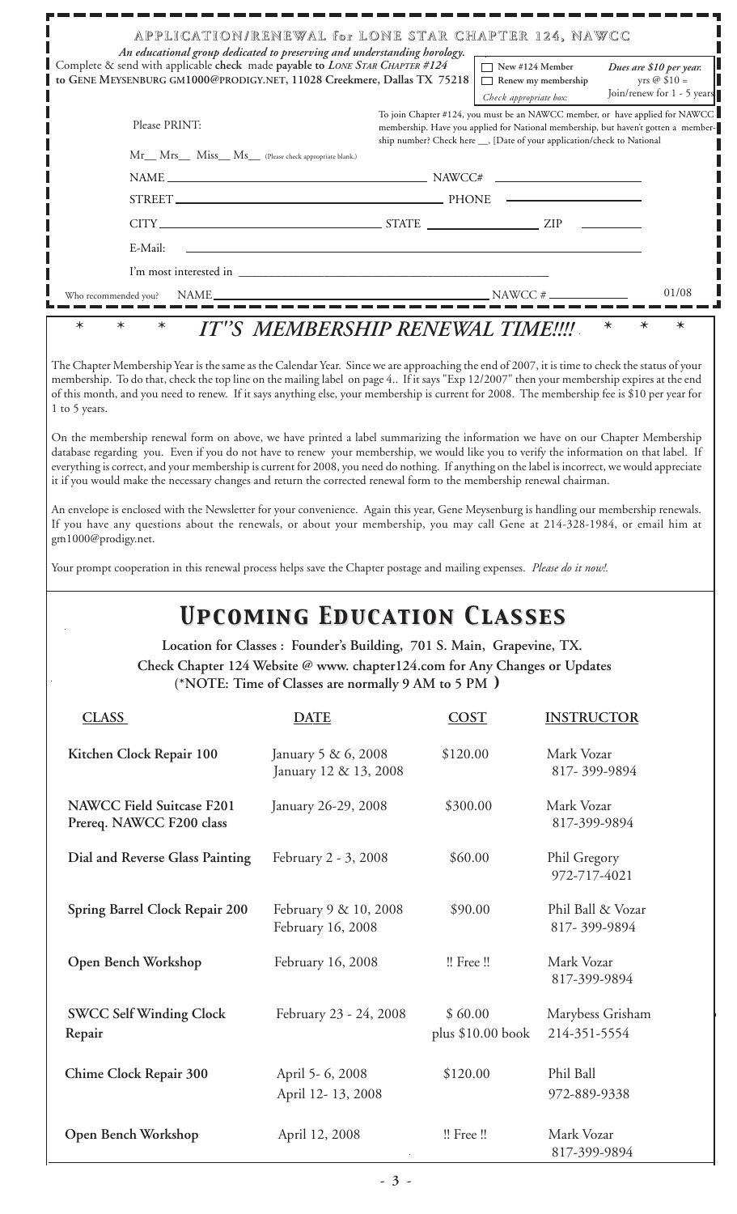## APPLICATION/RENEWAL for LONE STAR CHAPTER 124, NAWCC

*An educational group dedicated to preserving and understanding horology.*

Complete & send with applicable **check** made **payable to** *LONE STAR CHAPTER #124* **to GENE MEYSENBURG GM1000@PRODIGY.NET, 11028 Creekmere, Dallas TX 75218**

☐ New #124 Member
☐ Renew my membership
*Check appropriate box:*

*Dues are $10 per year.* yrs @ $10 = Join/renew for 1 - 5 years

Please PRINT:

To join Chapter #124, you must be an NAWCC member, or have applied for NAWCC membership. Have you applied for National membership, but haven't gotten a membership number? Check here __, [Date of your application/check to National

Mr__ Mrs__ Miss__ Ms__ (Please check appropriate blank.)

NAME ____________________ NAWCC# ____________

STREET ____________________ PHONE ____________

CITY ____________ STATE ____________ ZIP ________

E-Mail: ____________________

I'm most interested in ____________________

Who recommended you? NAME ____________________ NAWCC # ________ 01/08

## * * * IT"S MEMBERSHIP RENEWAL TIME!!!! * * *

The Chapter Membership Year is the same as the Calendar Year. Since we are approaching the end of 2007, it is time to check the status of your membership. To do that, check the top line on the mailing label on page 4.. If it says "Exp 12/2007" then your membership expires at the end of this month, and you need to renew. If it says anything else, your membership is current for 2008. The membership fee is $10 per year for 1 to 5 years.

On the membership renewal form on above, we have printed a label summarizing the information we have on our Chapter Membership database regarding you. Even if you do not have to renew your membership, we would like you to verify the information on that label. If everything is correct, and your membership is current for 2008, you need do nothing. If anything on the label is incorrect, we would appreciate it if you would make the necessary changes and return the corrected renewal form to the membership renewal chairman.

An envelope is enclosed with the Newsletter for your convenience. Again this year, Gene Meysenburg is handling our membership renewals. If you have any questions about the renewals, or about your membership, you may call Gene at 214-328-1984, or email him at gm1000@prodigy.net.

Your prompt cooperation in this renewal process helps save the Chapter postage and mailing expenses. *Please do it now!.*

# *Upcoming Education Classes*

**Location for Classes : Founder's Building, 701 S. Main, Grapevine, TX.**
**Check Chapter 124 Website @ www. chapter124.com for Any Changes or Updates**
**(*NOTE: Time of Classes are normally 9 AM to 5 PM )**

| CLASS | DATE | COST | INSTRUCTOR |
|---|---|---|---|
| **Kitchen Clock Repair 100** | January 5 & 6, 2008<br>January 12 & 13, 2008 | $120.00 | Mark Vozar<br>817- 399-9894 |
| **NAWCC Field Suitcase F201 Prereq. NAWCC F200 class** | January 26-29, 2008 | $300.00 | Mark Vozar<br>817-399-9894 |
| **Dial and Reverse Glass Painting** | February 2 - 3, 2008 | $60.00 | Phil Gregory<br>972-717-4021 |
| **Spring Barrel Clock Repair 200** | February 9 & 10, 2008<br>February 16, 2008 | $90.00 | Phil Ball & Vozar<br>817- 399-9894 |
| **Open Bench Workshop** | February 16, 2008 | !! Free !! | Mark Vozar<br>817-399-9894 |
| **SWCC Self Winding Clock Repair** | February 23 - 24, 2008 | $ 60.00<br>plus $10.00 book | Marybess Grisham<br>214-351-5554 |
| **Chime Clock Repair 300** | April 5- 6, 2008<br>April 12- 13, 2008 | $120.00 | Phil Ball<br>972-889-9338 |
| **Open Bench Workshop** | April 12, 2008 | !! Free !! | Mark Vozar<br>817-399-9894 |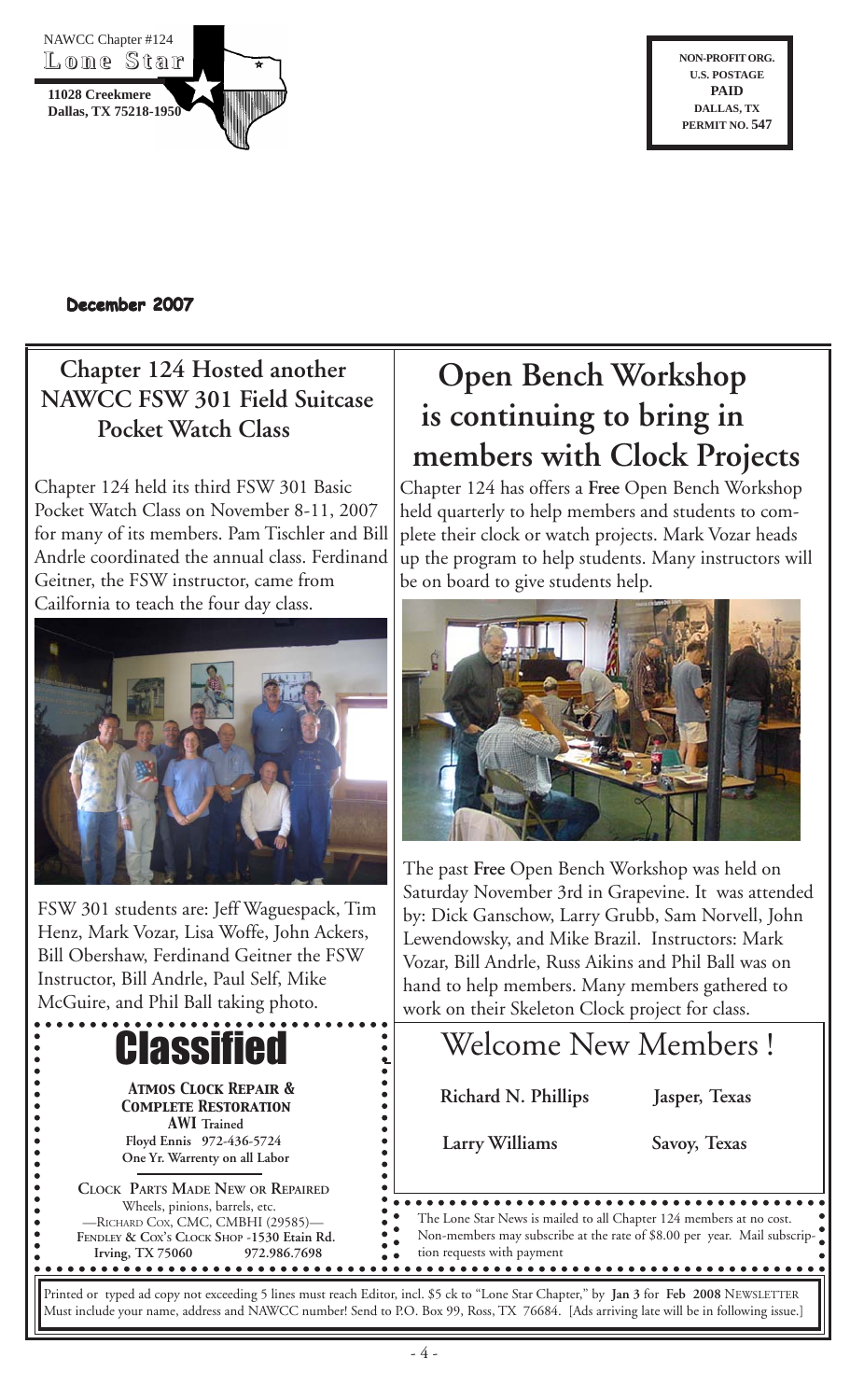NAWCC Chapter #124
Lone Star
11028 Creekmere
Dallas, TX 75218-1950

NON-PROFIT ORG.
U.S. POSTAGE
PAID
DALLAS, TX
PERMIT NO. 547

**December 2007**

## Chapter 124 Hosted another NAWCC FSW 301 Field Suitcase Pocket Watch Class

Chapter 124 held its third FSW 301 Basic Pocket Watch Class on November 8-11, 2007 for many of its members. Pam Tischler and Bill Andrle coordinated the annual class. Ferdinand Geitner, the FSW instructor, came from Cailfornia to teach the four day class.

FSW 301 students are: Jeff Waguespack, Tim Henz, Mark Vozar, Lisa Woffe, John Ackers, Bill Obershaw, Ferdinand Geitner the FSW Instructor, Bill Andrle, Paul Self, Mike McGuire, and Phil Ball taking photo.

## Open Bench Workshop is continuing to bring in members with Clock Projects

Chapter 124 has offers a **Free** Open Bench Workshop held quarterly to help members and students to complete their clock or watch projects. Mark Vozar heads up the program to help students. Many instructors will be on board to give students help.

The past **Free** Open Bench Workshop was held on Saturday November 3rd in Grapevine. It was attended by: Dick Ganschow, Larry Grubb, Sam Norvell, John Lewendowsky, and Mike Brazil. Instructors: Mark Vozar, Bill Andrle, Russ Aikins and Phil Ball was on hand to help members. Many members gathered to work on their Skeleton Clock project for class.

## Classified

**ATMOS CLOCK REPAIR & COMPLETE RESTORATION**
**AWI Trained**
**Floyd Ennis 972-436-5724**
**One Yr. Warrenty on all Labor**

**CLOCK PARTS MADE NEW OR REPAIRED**
Wheels, pinions, barrels, etc.
—RICHARD COX, CMC, CMBHI (29585)—
**FENDLEY & COX'S CLOCK SHOP -1530 Etain Rd.**
**Irving, TX 75060 972.986.7698**

## Welcome New Members !

| | |
|---|---|
| **Richard N. Phillips** | **Jasper, Texas** |
| **Larry Williams** | **Savoy, Texas** |

The Lone Star News is mailed to all Chapter 124 members at no cost. Non-members may subscribe at the rate of $8.00 per year. Mail subscription requests with payment

Printed or typed ad copy not exceeding 5 lines must reach Editor, incl. $5 ck to "Lone Star Chapter," by **Jan 3** for **Feb 2008** NEWSLETTER Must include your name, address and NAWCC number! Send to P.O. Box 99, Ross, TX 76684. [Ads arriving late will be in following issue.]